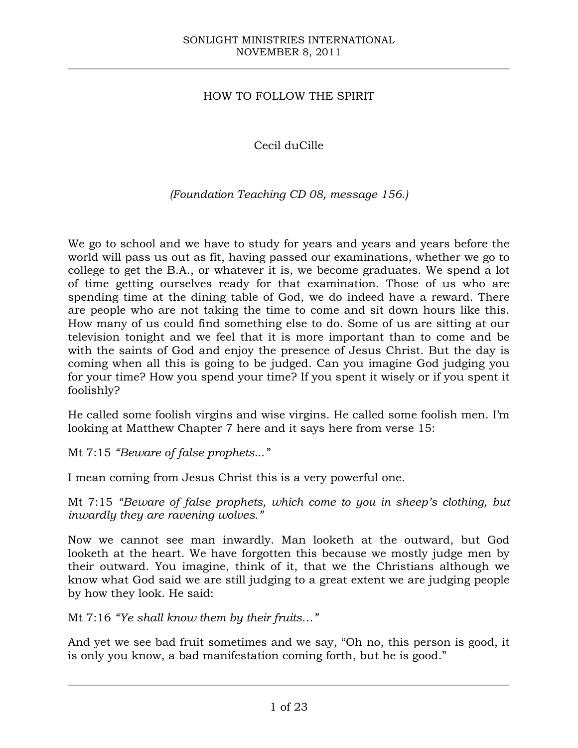# HOW TO FOLLOW THE SPIRIT

Cecil duCille

*(Foundation Teaching CD 08, message 156.)*

We go to school and we have to study for years and years and years before the world will pass us out as fit, having passed our examinations, whether we go to college to get the B.A., or whatever it is, we become graduates. We spend a lot of time getting ourselves ready for that examination. Those of us who are spending time at the dining table of God, we do indeed have a reward. There are people who are not taking the time to come and sit down hours like this. How many of us could find something else to do. Some of us are sitting at our television tonight and we feel that it is more important than to come and be with the saints of God and enjoy the presence of Jesus Christ. But the day is coming when all this is going to be judged. Can you imagine God judging you for your time? How you spend your time? If you spent it wisely or if you spent it foolishly?

He called some foolish virgins and wise virgins. He called some foolish men. I'm looking at Matthew Chapter 7 here and it says here from verse 15:

Mt 7:15 *"Beware of false prophets..."*

I mean coming from Jesus Christ this is a very powerful one.

Mt 7:15 *"Beware of false prophets, which come to you in sheep's clothing, but inwardly they are ravening wolves."*

Now we cannot see man inwardly. Man looketh at the outward, but God looketh at the heart. We have forgotten this because we mostly judge men by their outward. You imagine, think of it, that we the Christians although we know what God said we are still judging to a great extent we are judging people by how they look. He said:

Mt 7:16 *"Ye shall know them by their fruits…"*

And yet we see bad fruit sometimes and we say, "Oh no, this person is good, it is only you know, a bad manifestation coming forth, but he is good."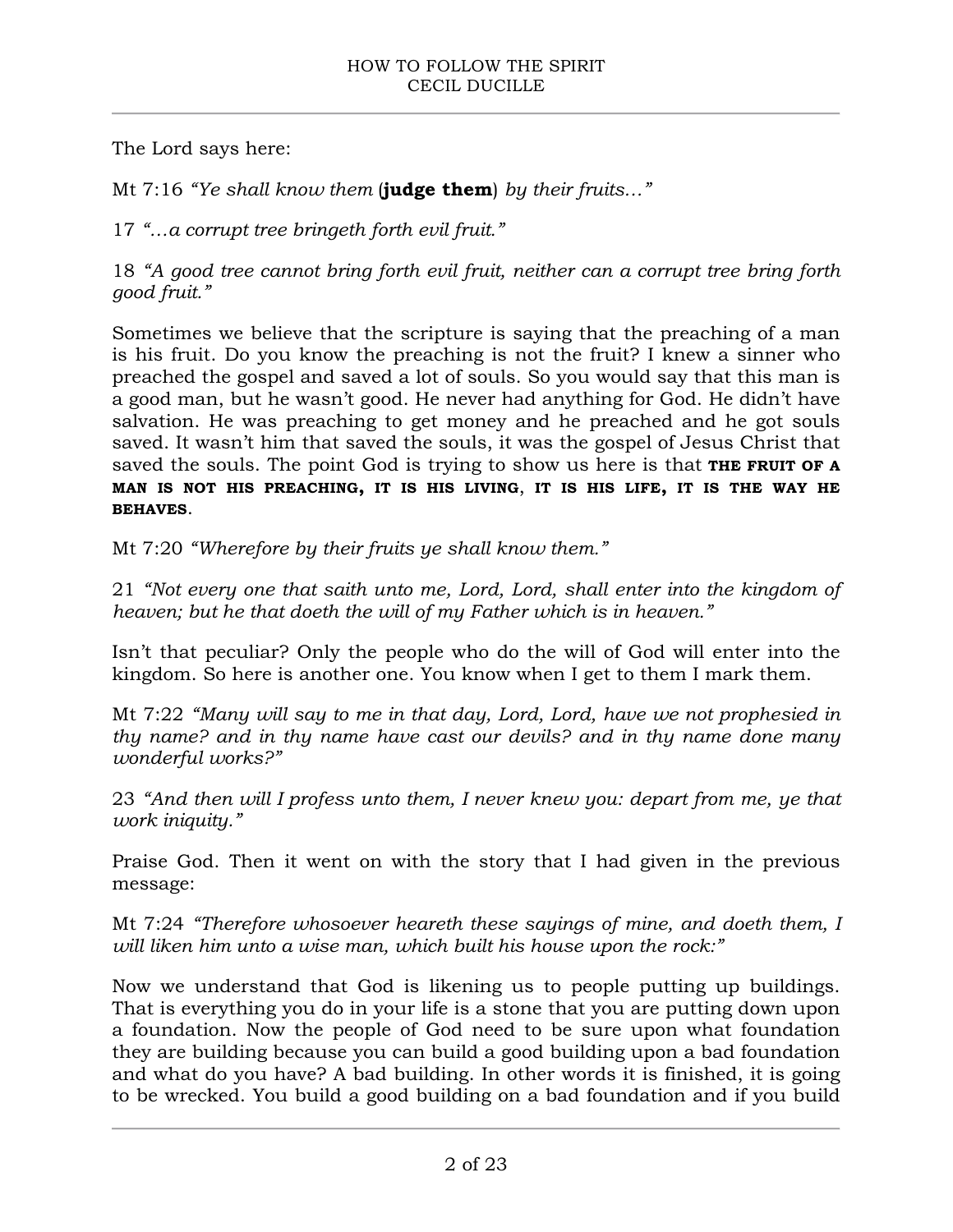The Lord says here:

Mt 7:16 *"Ye shall know them* (**judge them**) *by their fruits…"*

17 *"…a corrupt tree bringeth forth evil fruit."*

18 *"A good tree cannot bring forth evil fruit, neither can a corrupt tree bring forth good fruit."*

Sometimes we believe that the scripture is saying that the preaching of a man is his fruit. Do you know the preaching is not the fruit? I knew a sinner who preached the gospel and saved a lot of souls. So you would say that this man is a good man, but he wasn't good. He never had anything for God. He didn't have salvation. He was preaching to get money and he preached and he got souls saved. It wasn't him that saved the souls, it was the gospel of Jesus Christ that saved the souls. The point God is trying to show us here is that **THE FRUIT OF A MAN IS NOT HIS PREACHING, IT IS HIS LIVING**, **IT IS HIS LIFE, IT IS THE WAY HE BEHAVES**.

Mt 7:20 *"Wherefore by their fruits ye shall know them."*

21 *"Not every one that saith unto me, Lord, Lord, shall enter into the kingdom of heaven; but he that doeth the will of my Father which is in heaven."*

Isn't that peculiar? Only the people who do the will of God will enter into the kingdom. So here is another one. You know when I get to them I mark them.

Mt 7:22 *"Many will say to me in that day, Lord, Lord, have we not prophesied in thy name? and in thy name have cast our devils? and in thy name done many wonderful works?"*

23 *"And then will I profess unto them, I never knew you: depart from me, ye that work iniquity."*

Praise God. Then it went on with the story that I had given in the previous message:

Mt 7:24 *"Therefore whosoever heareth these sayings of mine, and doeth them, I will liken him unto a wise man, which built his house upon the rock:"*

Now we understand that God is likening us to people putting up buildings. That is everything you do in your life is a stone that you are putting down upon a foundation. Now the people of God need to be sure upon what foundation they are building because you can build a good building upon a bad foundation and what do you have? A bad building. In other words it is finished, it is going to be wrecked. You build a good building on a bad foundation and if you build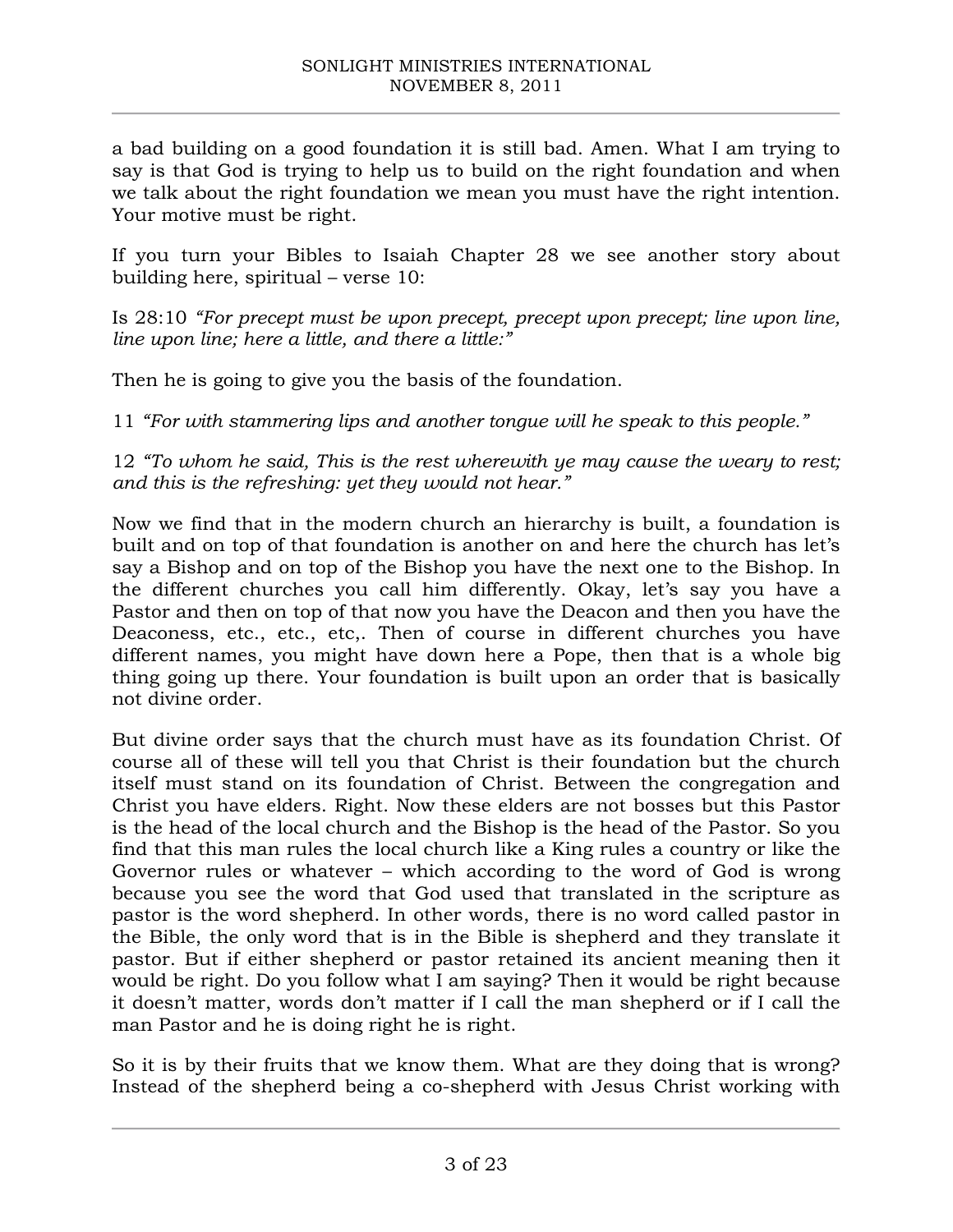a bad building on a good foundation it is still bad. Amen. What I am trying to say is that God is trying to help us to build on the right foundation and when we talk about the right foundation we mean you must have the right intention. Your motive must be right.

If you turn your Bibles to Isaiah Chapter 28 we see another story about building here, spiritual – verse 10:

Is 28:10 *"For precept must be upon precept, precept upon precept; line upon line, line upon line; here a little, and there a little:"*

Then he is going to give you the basis of the foundation.

11 *"For with stammering lips and another tongue will he speak to this people."*

12 *"To whom he said, This is the rest wherewith ye may cause the weary to rest; and this is the refreshing: yet they would not hear."*

Now we find that in the modern church an hierarchy is built, a foundation is built and on top of that foundation is another on and here the church has let's say a Bishop and on top of the Bishop you have the next one to the Bishop. In the different churches you call him differently. Okay, let's say you have a Pastor and then on top of that now you have the Deacon and then you have the Deaconess, etc., etc., etc,. Then of course in different churches you have different names, you might have down here a Pope, then that is a whole big thing going up there. Your foundation is built upon an order that is basically not divine order.

But divine order says that the church must have as its foundation Christ. Of course all of these will tell you that Christ is their foundation but the church itself must stand on its foundation of Christ. Between the congregation and Christ you have elders. Right. Now these elders are not bosses but this Pastor is the head of the local church and the Bishop is the head of the Pastor. So you find that this man rules the local church like a King rules a country or like the Governor rules or whatever – which according to the word of God is wrong because you see the word that God used that translated in the scripture as pastor is the word shepherd. In other words, there is no word called pastor in the Bible, the only word that is in the Bible is shepherd and they translate it pastor. But if either shepherd or pastor retained its ancient meaning then it would be right. Do you follow what I am saying? Then it would be right because it doesn't matter, words don't matter if I call the man shepherd or if I call the man Pastor and he is doing right he is right.

So it is by their fruits that we know them. What are they doing that is wrong? Instead of the shepherd being a co-shepherd with Jesus Christ working with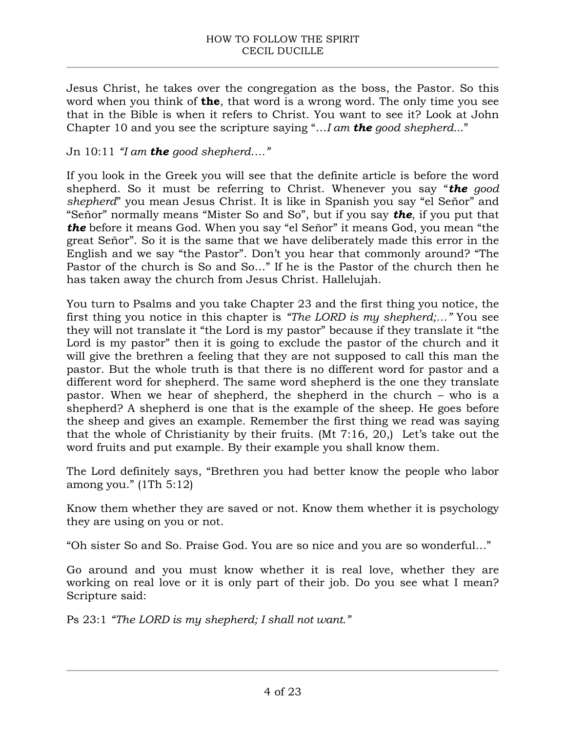Jesus Christ, he takes over the congregation as the boss, the Pastor. So this word when you think of **the**, that word is a wrong word. The only time you see that in the Bible is when it refers to Christ. You want to see it? Look at John Chapter 10 and you see the scripture saying "…*I am **the** good shepherd…*"

Jn 10:11 *"I am **the** good shepherd…."*

If you look in the Greek you will see that the definite article is before the word shepherd. So it must be referring to Christ. Whenever you say "***the** good shepherd*" you mean Jesus Christ. It is like in Spanish you say "el Señor" and "Señor" normally means "Mister So and So", but if you say ***the***, if you put that ***the*** before it means God. When you say "el Señor" it means God, you mean "the great Señor". So it is the same that we have deliberately made this error in the English and we say "the Pastor". Don't you hear that commonly around? "The Pastor of the church is So and So…" If he is the Pastor of the church then he has taken away the church from Jesus Christ. Hallelujah.

You turn to Psalms and you take Chapter 23 and the first thing you notice, the first thing you notice in this chapter is *"The LORD is my shepherd;…"* You see they will not translate it "the Lord is my pastor" because if they translate it "the Lord is my pastor" then it is going to exclude the pastor of the church and it will give the brethren a feeling that they are not supposed to call this man the pastor. But the whole truth is that there is no different word for pastor and a different word for shepherd. The same word shepherd is the one they translate pastor. When we hear of shepherd, the shepherd in the church – who is a shepherd? A shepherd is one that is the example of the sheep. He goes before the sheep and gives an example. Remember the first thing we read was saying that the whole of Christianity by their fruits. (Mt 7:16, 20,) Let's take out the word fruits and put example. By their example you shall know them.

The Lord definitely says, "Brethren you had better know the people who labor among you." (1Th 5:12)

Know them whether they are saved or not. Know them whether it is psychology they are using on you or not.

"Oh sister So and So. Praise God. You are so nice and you are so wonderful…"

Go around and you must know whether it is real love, whether they are working on real love or it is only part of their job. Do you see what I mean? Scripture said:

Ps 23:1 *"The LORD is my shepherd; I shall not want."*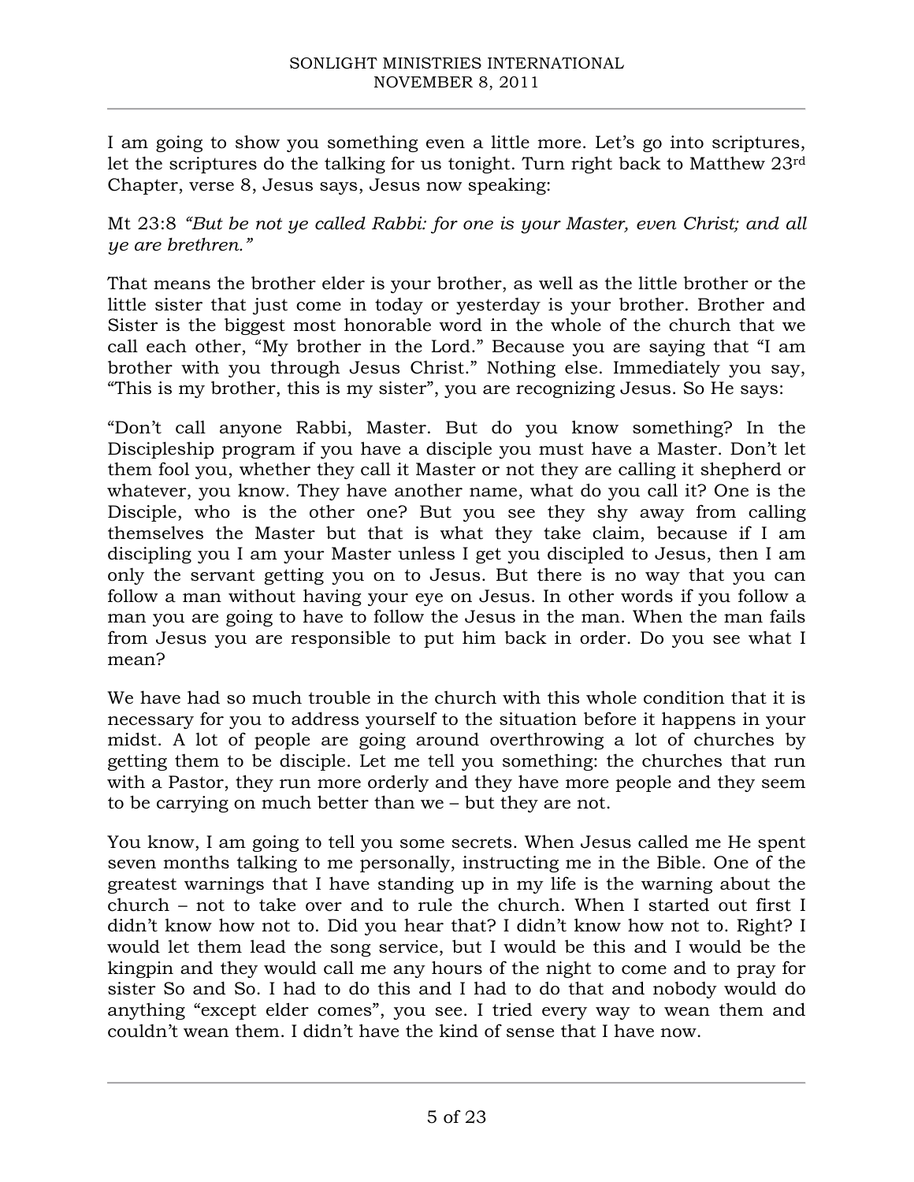I am going to show you something even a little more. Let's go into scriptures, let the scriptures do the talking for us tonight. Turn right back to Matthew 23rd Chapter, verse 8, Jesus says, Jesus now speaking:

Mt 23:8 *"But be not ye called Rabbi: for one is your Master, even Christ; and all ye are brethren."*

That means the brother elder is your brother, as well as the little brother or the little sister that just come in today or yesterday is your brother. Brother and Sister is the biggest most honorable word in the whole of the church that we call each other, "My brother in the Lord." Because you are saying that "I am brother with you through Jesus Christ." Nothing else. Immediately you say, "This is my brother, this is my sister", you are recognizing Jesus. So He says:

"Don't call anyone Rabbi, Master. But do you know something? In the Discipleship program if you have a disciple you must have a Master. Don't let them fool you, whether they call it Master or not they are calling it shepherd or whatever, you know. They have another name, what do you call it? One is the Disciple, who is the other one? But you see they shy away from calling themselves the Master but that is what they take claim, because if I am discipling you I am your Master unless I get you discipled to Jesus, then I am only the servant getting you on to Jesus. But there is no way that you can follow a man without having your eye on Jesus. In other words if you follow a man you are going to have to follow the Jesus in the man. When the man fails from Jesus you are responsible to put him back in order. Do you see what I mean?

We have had so much trouble in the church with this whole condition that it is necessary for you to address yourself to the situation before it happens in your midst. A lot of people are going around overthrowing a lot of churches by getting them to be disciple. Let me tell you something: the churches that run with a Pastor, they run more orderly and they have more people and they seem to be carrying on much better than we – but they are not.

You know, I am going to tell you some secrets. When Jesus called me He spent seven months talking to me personally, instructing me in the Bible. One of the greatest warnings that I have standing up in my life is the warning about the church – not to take over and to rule the church. When I started out first I didn't know how not to. Did you hear that? I didn't know how not to. Right? I would let them lead the song service, but I would be this and I would be the kingpin and they would call me any hours of the night to come and to pray for sister So and So. I had to do this and I had to do that and nobody would do anything "except elder comes", you see. I tried every way to wean them and couldn't wean them. I didn't have the kind of sense that I have now.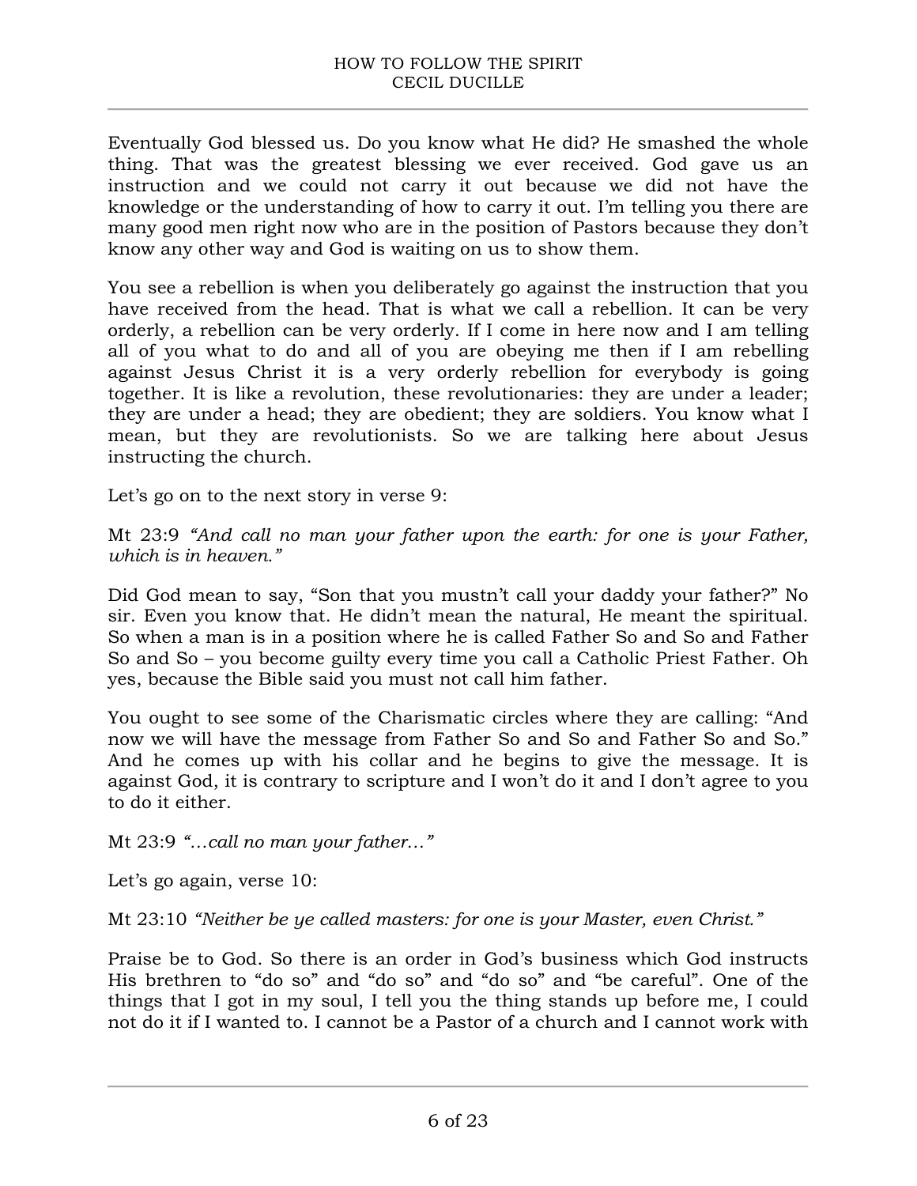Eventually God blessed us. Do you know what He did? He smashed the whole thing. That was the greatest blessing we ever received. God gave us an instruction and we could not carry it out because we did not have the knowledge or the understanding of how to carry it out. I'm telling you there are many good men right now who are in the position of Pastors because they don't know any other way and God is waiting on us to show them.

You see a rebellion is when you deliberately go against the instruction that you have received from the head. That is what we call a rebellion. It can be very orderly, a rebellion can be very orderly. If I come in here now and I am telling all of you what to do and all of you are obeying me then if I am rebelling against Jesus Christ it is a very orderly rebellion for everybody is going together. It is like a revolution, these revolutionaries: they are under a leader; they are under a head; they are obedient; they are soldiers. You know what I mean, but they are revolutionists. So we are talking here about Jesus instructing the church.

Let's go on to the next story in verse 9:

Mt 23:9 *"And call no man your father upon the earth: for one is your Father, which is in heaven."*

Did God mean to say, "Son that you mustn't call your daddy your father?" No sir. Even you know that. He didn't mean the natural, He meant the spiritual. So when a man is in a position where he is called Father So and So and Father So and So – you become guilty every time you call a Catholic Priest Father. Oh yes, because the Bible said you must not call him father.

You ought to see some of the Charismatic circles where they are calling: "And now we will have the message from Father So and So and Father So and So." And he comes up with his collar and he begins to give the message. It is against God, it is contrary to scripture and I won't do it and I don't agree to you to do it either.

Mt 23:9 *"…call no man your father…"*

Let's go again, verse 10:

Mt 23:10 *"Neither be ye called masters: for one is your Master, even Christ."*

Praise be to God. So there is an order in God's business which God instructs His brethren to "do so" and "do so" and "do so" and "be careful". One of the things that I got in my soul, I tell you the thing stands up before me, I could not do it if I wanted to. I cannot be a Pastor of a church and I cannot work with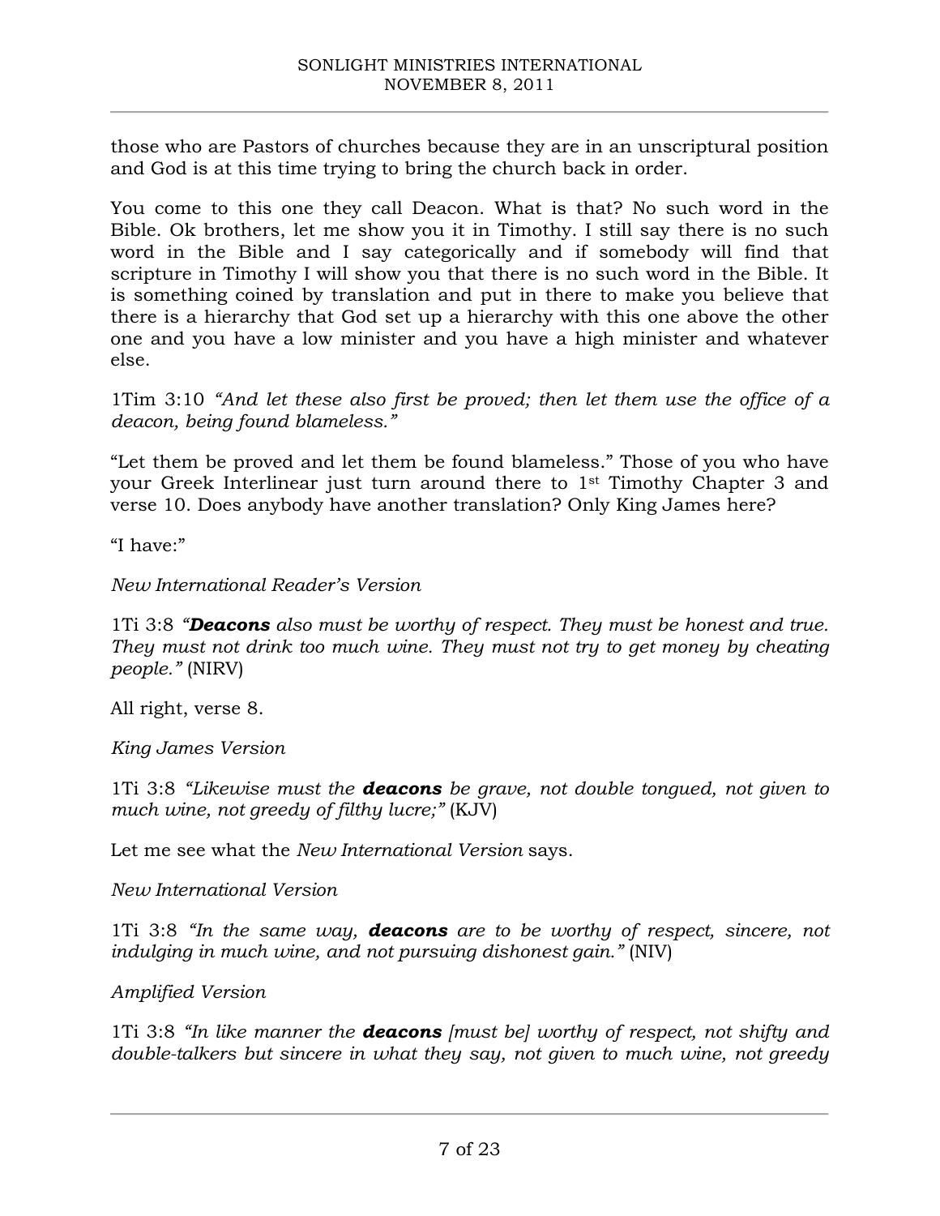those who are Pastors of churches because they are in an unscriptural position and God is at this time trying to bring the church back in order.

You come to this one they call Deacon. What is that? No such word in the Bible. Ok brothers, let me show you it in Timothy. I still say there is no such word in the Bible and I say categorically and if somebody will find that scripture in Timothy I will show you that there is no such word in the Bible. It is something coined by translation and put in there to make you believe that there is a hierarchy that God set up a hierarchy with this one above the other one and you have a low minister and you have a high minister and whatever else.

1Tim 3:10 *"And let these also first be proved; then let them use the office of a deacon, being found blameless."*

"Let them be proved and let them be found blameless." Those of you who have your Greek Interlinear just turn around there to 1st Timothy Chapter 3 and verse 10. Does anybody have another translation? Only King James here?

"I have:"

*New International Reader's Version*

1Ti 3:8 *"**Deacons** also must be worthy of respect. They must be honest and true. They must not drink too much wine. They must not try to get money by cheating people."* (NIRV)

All right, verse 8.

*King James Version*

1Ti 3:8 *"Likewise must the **deacons** be grave, not double tongued, not given to much wine, not greedy of filthy lucre;"* (KJV)

Let me see what the *New International Version* says.

*New International Version*

1Ti 3:8 *"In the same way, **deacons** are to be worthy of respect, sincere, not indulging in much wine, and not pursuing dishonest gain."* (NIV)

*Amplified Version*

1Ti 3:8 *"In like manner the **deacons** [must be] worthy of respect, not shifty and double-talkers but sincere in what they say, not given to much wine, not greedy*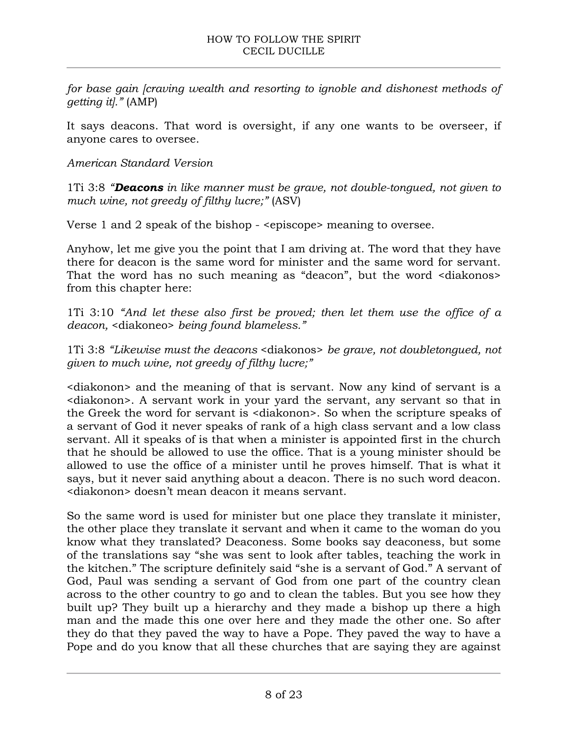*for base gain [craving wealth and resorting to ignoble and dishonest methods of getting it].”* (AMP)

It says deacons. That word is oversight, if any one wants to be overseer, if anyone cares to oversee.

*American Standard Version*

1Ti 3:8 *“**Deacons** in like manner must be grave, not double-tongued, not given to much wine, not greedy of filthy lucre;”* (ASV)

Verse 1 and 2 speak of the bishop - <episcope> meaning to oversee.

Anyhow, let me give you the point that I am driving at. The word that they have there for deacon is the same word for minister and the same word for servant. That the word has no such meaning as “deacon”, but the word <diakonos> from this chapter here:

1Ti 3:10 *“And let these also first be proved; then let them use the office of a deacon,* <diakoneo> *being found blameless.”*

1Ti 3:8 *“Likewise must the deacons* <diakonos> *be grave, not doubletongued, not given to much wine, not greedy of filthy lucre;”*

<diakonon> and the meaning of that is servant. Now any kind of servant is a <diakonon>. A servant work in your yard the servant, any servant so that in the Greek the word for servant is <diakonon>. So when the scripture speaks of a servant of God it never speaks of rank of a high class servant and a low class servant. All it speaks of is that when a minister is appointed first in the church that he should be allowed to use the office. That is a young minister should be allowed to use the office of a minister until he proves himself. That is what it says, but it never said anything about a deacon. There is no such word deacon. <diakonon> doesn’t mean deacon it means servant.

So the same word is used for minister but one place they translate it minister, the other place they translate it servant and when it came to the woman do you know what they translated? Deaconess. Some books say deaconess, but some of the translations say “she was sent to look after tables, teaching the work in the kitchen.” The scripture definitely said “she is a servant of God.” A servant of God, Paul was sending a servant of God from one part of the country clean across to the other country to go and to clean the tables. But you see how they built up? They built up a hierarchy and they made a bishop up there a high man and the made this one over here and they made the other one. So after they do that they paved the way to have a Pope. They paved the way to have a Pope and do you know that all these churches that are saying they are against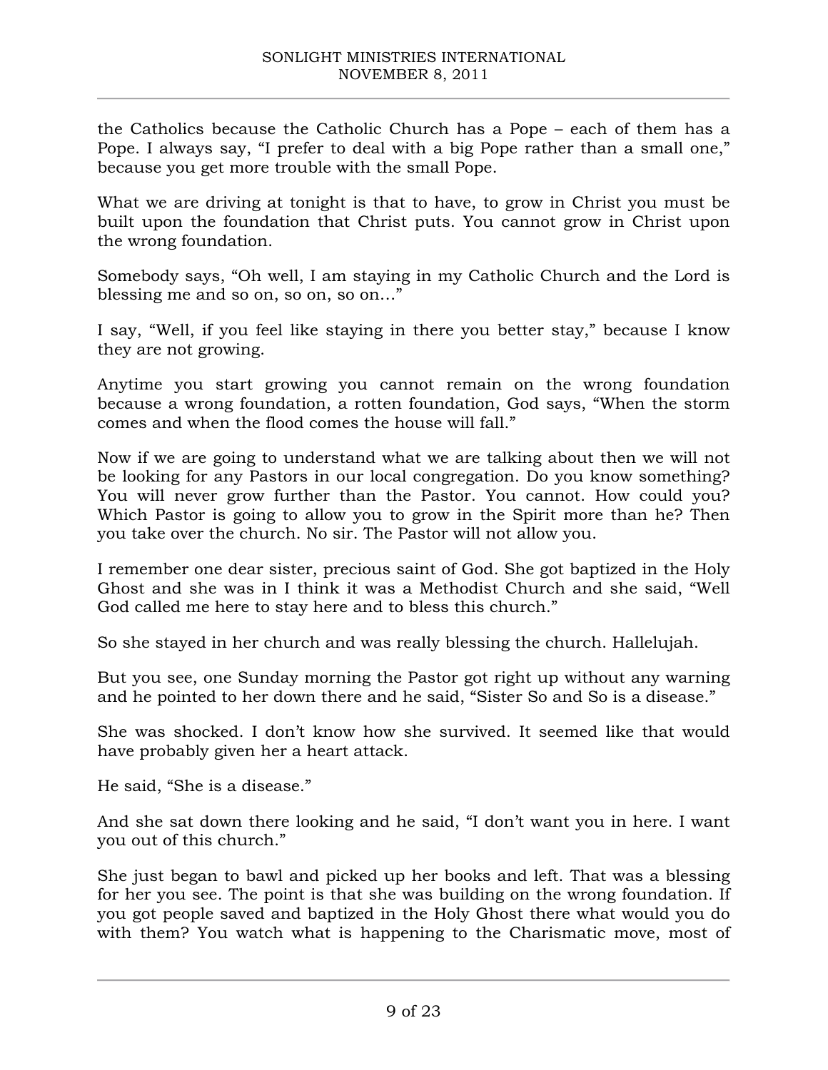the Catholics because the Catholic Church has a Pope – each of them has a Pope. I always say, "I prefer to deal with a big Pope rather than a small one," because you get more trouble with the small Pope.

What we are driving at tonight is that to have, to grow in Christ you must be built upon the foundation that Christ puts. You cannot grow in Christ upon the wrong foundation.

Somebody says, "Oh well, I am staying in my Catholic Church and the Lord is blessing me and so on, so on, so on…"

I say, "Well, if you feel like staying in there you better stay," because I know they are not growing.

Anytime you start growing you cannot remain on the wrong foundation because a wrong foundation, a rotten foundation, God says, "When the storm comes and when the flood comes the house will fall."

Now if we are going to understand what we are talking about then we will not be looking for any Pastors in our local congregation. Do you know something? You will never grow further than the Pastor. You cannot. How could you? Which Pastor is going to allow you to grow in the Spirit more than he? Then you take over the church. No sir. The Pastor will not allow you.

I remember one dear sister, precious saint of God. She got baptized in the Holy Ghost and she was in I think it was a Methodist Church and she said, "Well God called me here to stay here and to bless this church."

So she stayed in her church and was really blessing the church. Hallelujah.

But you see, one Sunday morning the Pastor got right up without any warning and he pointed to her down there and he said, "Sister So and So is a disease."

She was shocked. I don't know how she survived. It seemed like that would have probably given her a heart attack.

He said, "She is a disease."

And she sat down there looking and he said, "I don't want you in here. I want you out of this church."

She just began to bawl and picked up her books and left. That was a blessing for her you see. The point is that she was building on the wrong foundation. If you got people saved and baptized in the Holy Ghost there what would you do with them? You watch what is happening to the Charismatic move, most of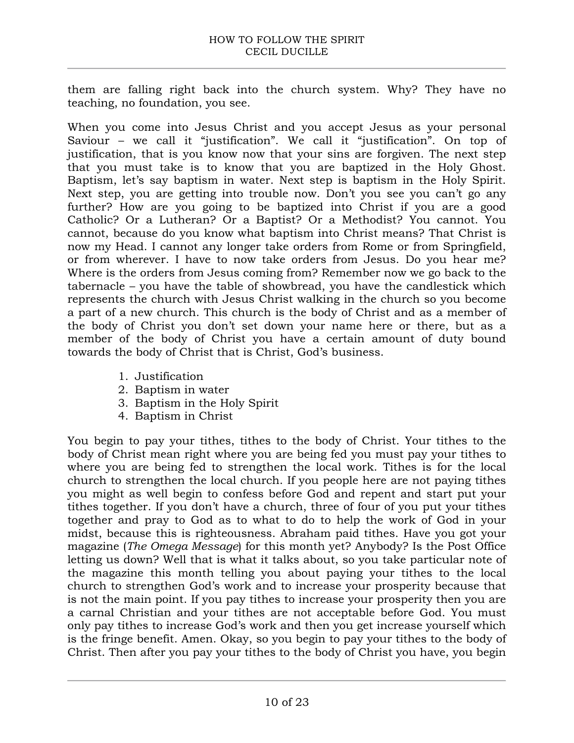them are falling right back into the church system. Why? They have no teaching, no foundation, you see.

When you come into Jesus Christ and you accept Jesus as your personal Saviour – we call it "justification". We call it "justification". On top of justification, that is you know now that your sins are forgiven. The next step that you must take is to know that you are baptized in the Holy Ghost. Baptism, let's say baptism in water. Next step is baptism in the Holy Spirit. Next step, you are getting into trouble now. Don't you see you can't go any further? How are you going to be baptized into Christ if you are a good Catholic? Or a Lutheran? Or a Baptist? Or a Methodist? You cannot. You cannot, because do you know what baptism into Christ means? That Christ is now my Head. I cannot any longer take orders from Rome or from Springfield, or from wherever. I have to now take orders from Jesus. Do you hear me? Where is the orders from Jesus coming from? Remember now we go back to the tabernacle – you have the table of showbread, you have the candlestick which represents the church with Jesus Christ walking in the church so you become a part of a new church. This church is the body of Christ and as a member of the body of Christ you don't set down your name here or there, but as a member of the body of Christ you have a certain amount of duty bound towards the body of Christ that is Christ, God's business.

1. Justification
2. Baptism in water
3. Baptism in the Holy Spirit
4. Baptism in Christ

You begin to pay your tithes, tithes to the body of Christ. Your tithes to the body of Christ mean right where you are being fed you must pay your tithes to where you are being fed to strengthen the local work. Tithes is for the local church to strengthen the local church. If you people here are not paying tithes you might as well begin to confess before God and repent and start put your tithes together. If you don't have a church, three of four of you put your tithes together and pray to God as to what to do to help the work of God in your midst, because this is righteousness. Abraham paid tithes. Have you got your magazine (*The Omega Message*) for this month yet? Anybody? Is the Post Office letting us down? Well that is what it talks about, so you take particular note of the magazine this month telling you about paying your tithes to the local church to strengthen God's work and to increase your prosperity because that is not the main point. If you pay tithes to increase your prosperity then you are a carnal Christian and your tithes are not acceptable before God. You must only pay tithes to increase God's work and then you get increase yourself which is the fringe benefit. Amen. Okay, so you begin to pay your tithes to the body of Christ. Then after you pay your tithes to the body of Christ you have, you begin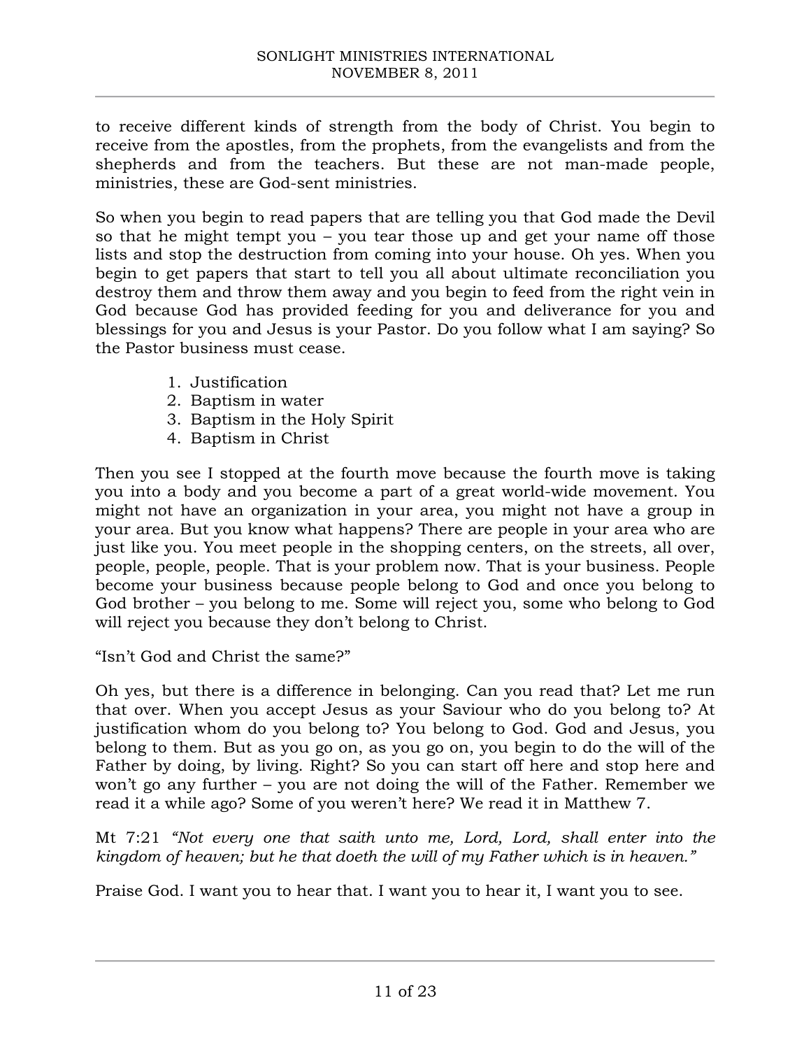to receive different kinds of strength from the body of Christ. You begin to receive from the apostles, from the prophets, from the evangelists and from the shepherds and from the teachers. But these are not man-made people, ministries, these are God-sent ministries.

So when you begin to read papers that are telling you that God made the Devil so that he might tempt you – you tear those up and get your name off those lists and stop the destruction from coming into your house. Oh yes. When you begin to get papers that start to tell you all about ultimate reconciliation you destroy them and throw them away and you begin to feed from the right vein in God because God has provided feeding for you and deliverance for you and blessings for you and Jesus is your Pastor. Do you follow what I am saying? So the Pastor business must cease.

1. Justification
2. Baptism in water
3. Baptism in the Holy Spirit
4. Baptism in Christ

Then you see I stopped at the fourth move because the fourth move is taking you into a body and you become a part of a great world-wide movement. You might not have an organization in your area, you might not have a group in your area. But you know what happens? There are people in your area who are just like you. You meet people in the shopping centers, on the streets, all over, people, people, people. That is your problem now. That is your business. People become your business because people belong to God and once you belong to God brother – you belong to me. Some will reject you, some who belong to God will reject you because they don't belong to Christ.

"Isn't God and Christ the same?"

Oh yes, but there is a difference in belonging. Can you read that? Let me run that over. When you accept Jesus as your Saviour who do you belong to? At justification whom do you belong to? You belong to God. God and Jesus, you belong to them. But as you go on, as you go on, you begin to do the will of the Father by doing, by living. Right? So you can start off here and stop here and won't go any further – you are not doing the will of the Father. Remember we read it a while ago? Some of you weren't here? We read it in Matthew 7.

Mt 7:21 *"Not every one that saith unto me, Lord, Lord, shall enter into the kingdom of heaven; but he that doeth the will of my Father which is in heaven."*

Praise God. I want you to hear that. I want you to hear it, I want you to see.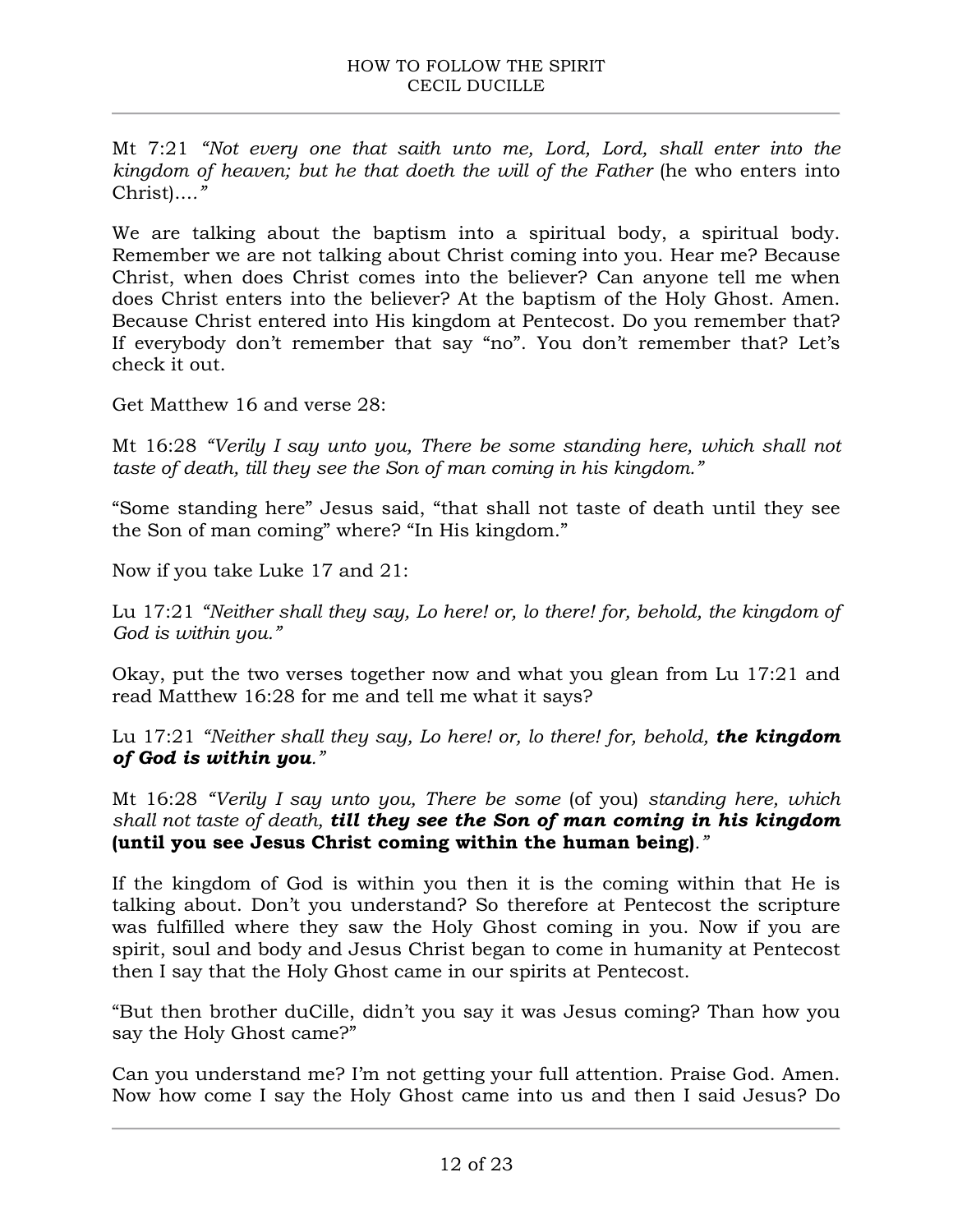Mt 7:21 *"Not every one that saith unto me, Lord, Lord, shall enter into the kingdom of heaven; but he that doeth the will of the Father* (he who enters into Christ)*...."*

We are talking about the baptism into a spiritual body, a spiritual body. Remember we are not talking about Christ coming into you. Hear me? Because Christ, when does Christ comes into the believer? Can anyone tell me when does Christ enters into the believer? At the baptism of the Holy Ghost. Amen. Because Christ entered into His kingdom at Pentecost. Do you remember that? If everybody don't remember that say "no". You don't remember that? Let's check it out.

Get Matthew 16 and verse 28:

Mt 16:28 *"Verily I say unto you, There be some standing here, which shall not taste of death, till they see the Son of man coming in his kingdom."*

"Some standing here" Jesus said, "that shall not taste of death until they see the Son of man coming" where? "In His kingdom."

Now if you take Luke 17 and 21:

Lu 17:21 *"Neither shall they say, Lo here! or, lo there! for, behold, the kingdom of God is within you."*

Okay, put the two verses together now and what you glean from Lu 17:21 and read Matthew 16:28 for me and tell me what it says?

Lu 17:21 *"Neither shall they say, Lo here! or, lo there! for, behold,* ***the kingdom of God is within you****."*

Mt 16:28 *"Verily I say unto you, There be some* (of you) *standing here, which shall not taste of death,* ***till they see the Son of man coming in his kingdom*** **(until you see Jesus Christ coming within the human being)***."*

If the kingdom of God is within you then it is the coming within that He is talking about. Don't you understand? So therefore at Pentecost the scripture was fulfilled where they saw the Holy Ghost coming in you. Now if you are spirit, soul and body and Jesus Christ began to come in humanity at Pentecost then I say that the Holy Ghost came in our spirits at Pentecost.

"But then brother duCille, didn't you say it was Jesus coming? Than how you say the Holy Ghost came?"

Can you understand me? I'm not getting your full attention. Praise God. Amen. Now how come I say the Holy Ghost came into us and then I said Jesus? Do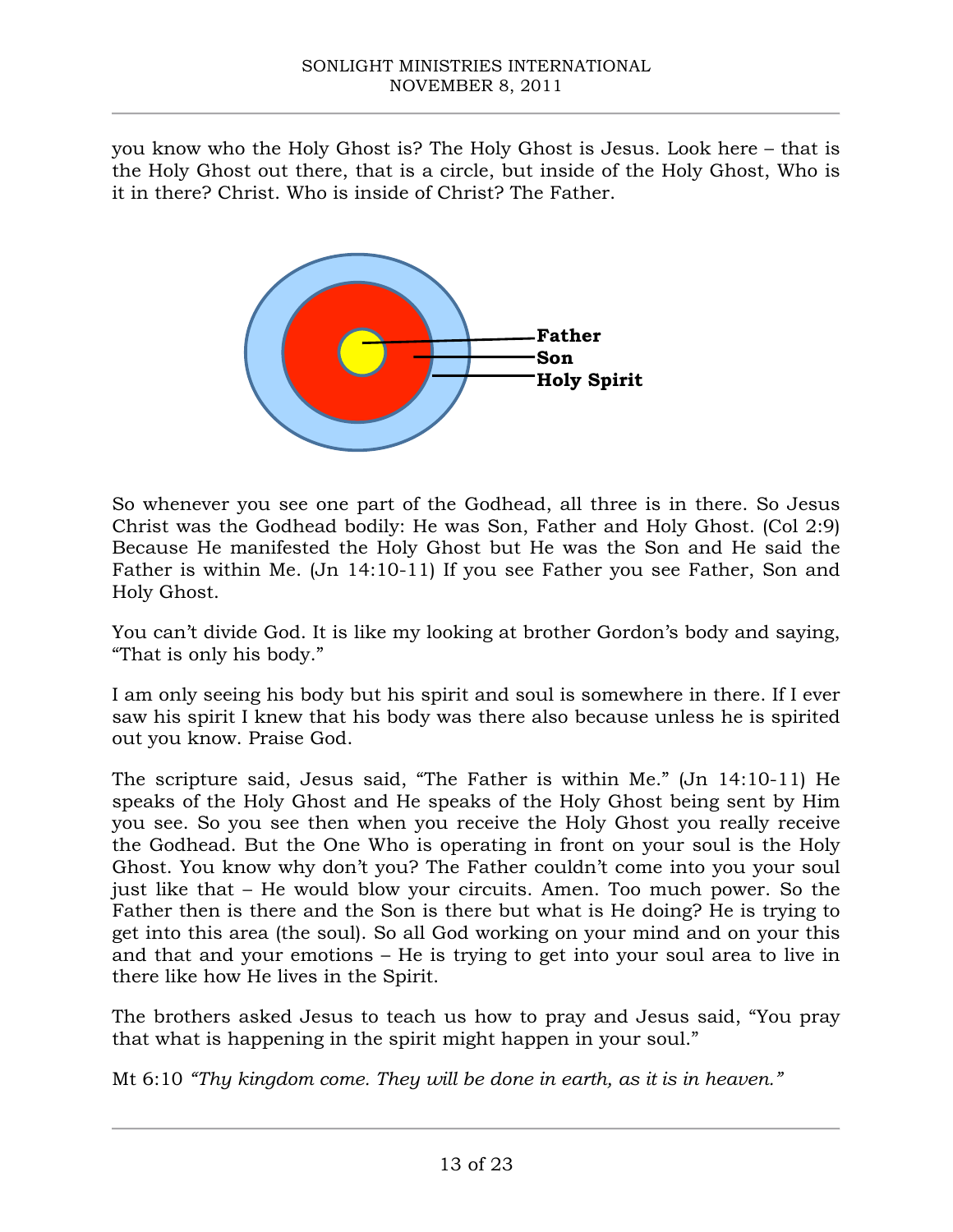you know who the Holy Ghost is? The Holy Ghost is Jesus. Look here – that is the Holy Ghost out there, that is a circle, but inside of the Holy Ghost, Who is it in there? Christ. Who is inside of Christ? The Father.

**Father**
**Son**
**Holy Spirit**

So whenever you see one part of the Godhead, all three is in there. So Jesus Christ was the Godhead bodily: He was Son, Father and Holy Ghost. (Col 2:9) Because He manifested the Holy Ghost but He was the Son and He said the Father is within Me. (Jn 14:10-11) If you see Father you see Father, Son and Holy Ghost.

You can't divide God. It is like my looking at brother Gordon's body and saying, "That is only his body."

I am only seeing his body but his spirit and soul is somewhere in there. If I ever saw his spirit I knew that his body was there also because unless he is spirited out you know. Praise God.

The scripture said, Jesus said, "The Father is within Me." (Jn 14:10-11) He speaks of the Holy Ghost and He speaks of the Holy Ghost being sent by Him you see. So you see then when you receive the Holy Ghost you really receive the Godhead. But the One Who is operating in front on your soul is the Holy Ghost. You know why don't you? The Father couldn't come into you your soul just like that – He would blow your circuits. Amen. Too much power. So the Father then is there and the Son is there but what is He doing? He is trying to get into this area (the soul). So all God working on your mind and on your this and that and your emotions – He is trying to get into your soul area to live in there like how He lives in the Spirit.

The brothers asked Jesus to teach us how to pray and Jesus said, "You pray that what is happening in the spirit might happen in your soul."

Mt 6:10 *"Thy kingdom come. They will be done in earth, as it is in heaven."*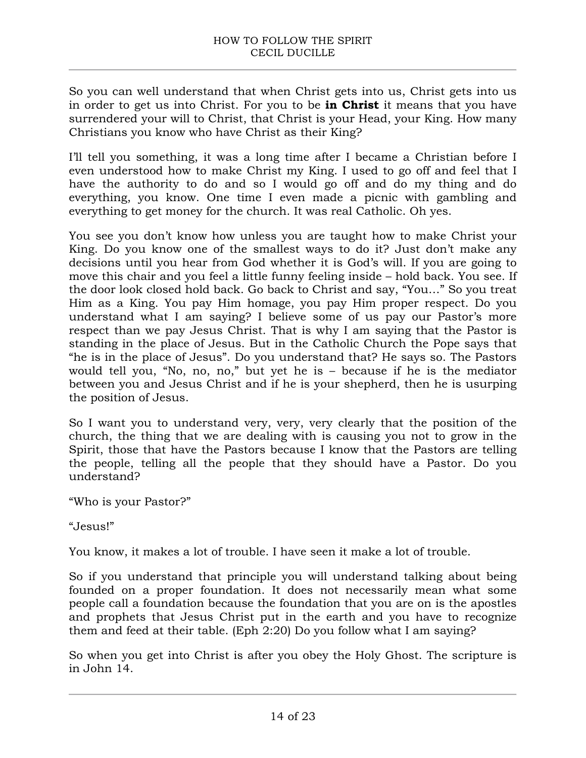So you can well understand that when Christ gets into us, Christ gets into us in order to get us into Christ. For you to be **in Christ** it means that you have surrendered your will to Christ, that Christ is your Head, your King. How many Christians you know who have Christ as their King?

I'll tell you something, it was a long time after I became a Christian before I even understood how to make Christ my King. I used to go off and feel that I have the authority to do and so I would go off and do my thing and do everything, you know. One time I even made a picnic with gambling and everything to get money for the church. It was real Catholic. Oh yes.

You see you don't know how unless you are taught how to make Christ your King. Do you know one of the smallest ways to do it? Just don't make any decisions until you hear from God whether it is God's will. If you are going to move this chair and you feel a little funny feeling inside – hold back. You see. If the door look closed hold back. Go back to Christ and say, "You…" So you treat Him as a King. You pay Him homage, you pay Him proper respect. Do you understand what I am saying? I believe some of us pay our Pastor's more respect than we pay Jesus Christ. That is why I am saying that the Pastor is standing in the place of Jesus. But in the Catholic Church the Pope says that "he is in the place of Jesus". Do you understand that? He says so. The Pastors would tell you, "No, no, no," but yet he is – because if he is the mediator between you and Jesus Christ and if he is your shepherd, then he is usurping the position of Jesus.

So I want you to understand very, very, very clearly that the position of the church, the thing that we are dealing with is causing you not to grow in the Spirit, those that have the Pastors because I know that the Pastors are telling the people, telling all the people that they should have a Pastor. Do you understand?

"Who is your Pastor?"

"Jesus!"

You know, it makes a lot of trouble. I have seen it make a lot of trouble.

So if you understand that principle you will understand talking about being founded on a proper foundation. It does not necessarily mean what some people call a foundation because the foundation that you are on is the apostles and prophets that Jesus Christ put in the earth and you have to recognize them and feed at their table. (Eph 2:20) Do you follow what I am saying?

So when you get into Christ is after you obey the Holy Ghost. The scripture is in John 14.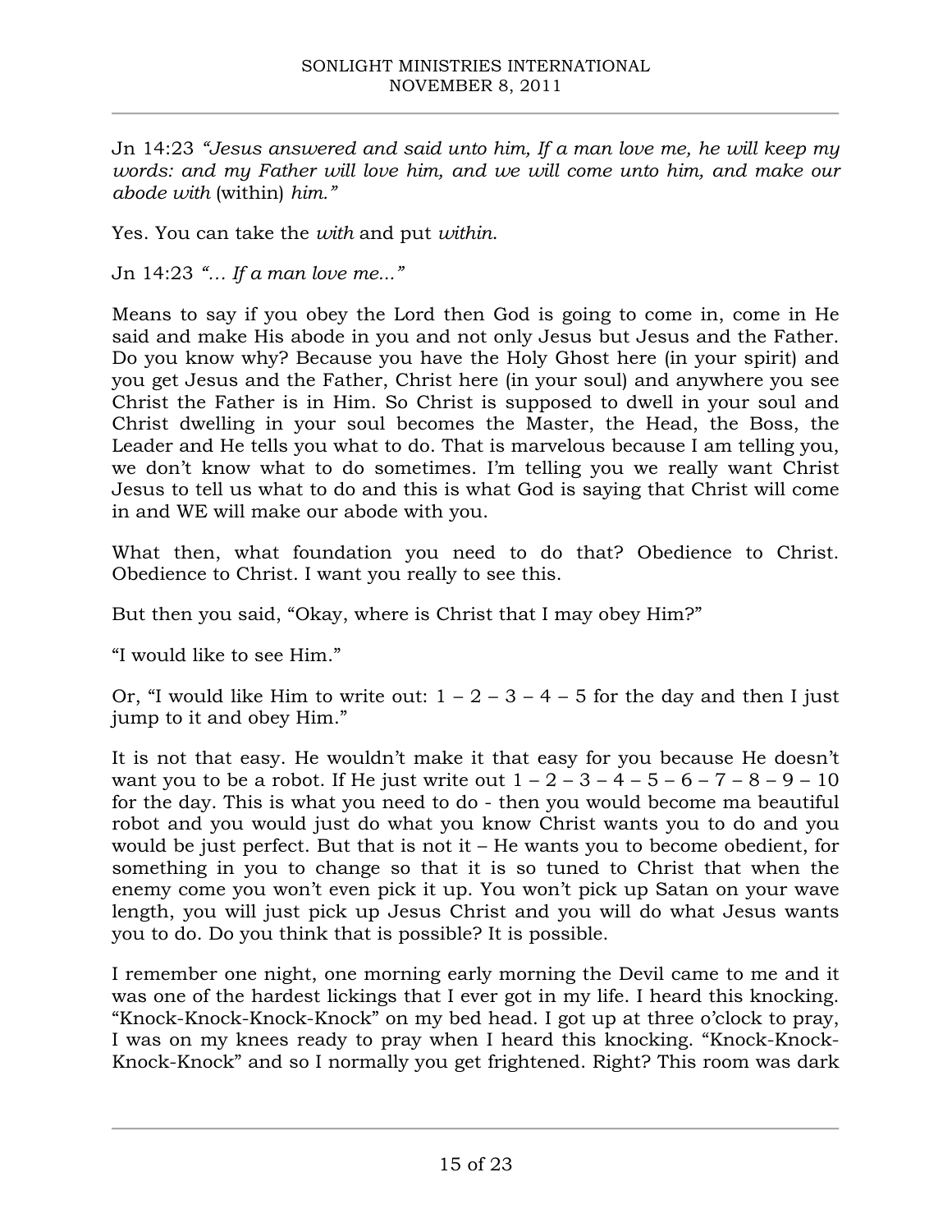Jn 14:23 *"Jesus answered and said unto him, If a man love me, he will keep my words: and my Father will love him, and we will come unto him, and make our abode with* (within) *him."*

Yes. You can take the *with* and put *within*.

Jn 14:23 *"… If a man love me..."*

Means to say if you obey the Lord then God is going to come in, come in He said and make His abode in you and not only Jesus but Jesus and the Father. Do you know why? Because you have the Holy Ghost here (in your spirit) and you get Jesus and the Father, Christ here (in your soul) and anywhere you see Christ the Father is in Him. So Christ is supposed to dwell in your soul and Christ dwelling in your soul becomes the Master, the Head, the Boss, the Leader and He tells you what to do. That is marvelous because I am telling you, we don't know what to do sometimes. I'm telling you we really want Christ Jesus to tell us what to do and this is what God is saying that Christ will come in and WE will make our abode with you.

What then, what foundation you need to do that? Obedience to Christ. Obedience to Christ. I want you really to see this.

But then you said, "Okay, where is Christ that I may obey Him?"

"I would like to see Him."

Or, "I would like Him to write out: 1 – 2 – 3 – 4 – 5 for the day and then I just jump to it and obey Him."

It is not that easy. He wouldn't make it that easy for you because He doesn't want you to be a robot. If He just write out 1 – 2 – 3 – 4 – 5 – 6 – 7 – 8 – 9 – 10 for the day. This is what you need to do - then you would become ma beautiful robot and you would just do what you know Christ wants you to do and you would be just perfect. But that is not it – He wants you to become obedient, for something in you to change so that it is so tuned to Christ that when the enemy come you won't even pick it up. You won't pick up Satan on your wave length, you will just pick up Jesus Christ and you will do what Jesus wants you to do. Do you think that is possible? It is possible.

I remember one night, one morning early morning the Devil came to me and it was one of the hardest lickings that I ever got in my life. I heard this knocking. "Knock-Knock-Knock-Knock" on my bed head. I got up at three o'clock to pray, I was on my knees ready to pray when I heard this knocking. "Knock-Knock-Knock-Knock" and so I normally you get frightened. Right? This room was dark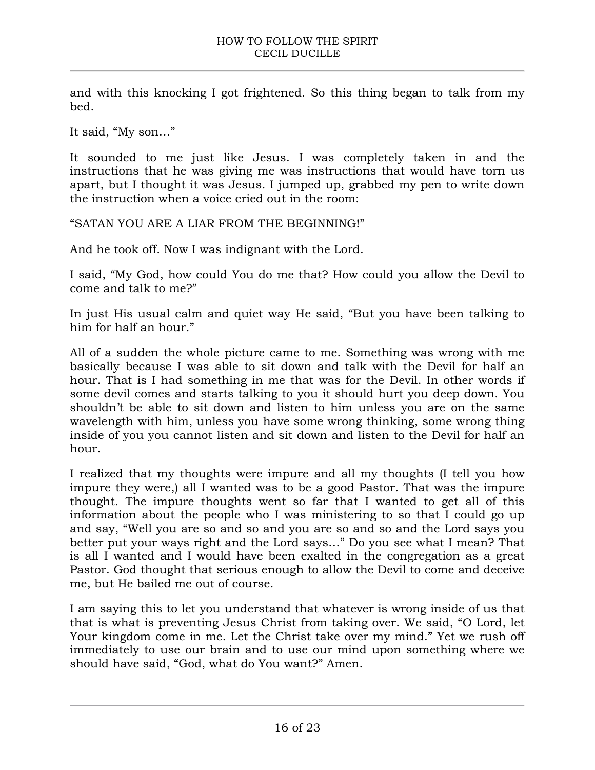and with this knocking I got frightened. So this thing began to talk from my bed.

It said, "My son…"

It sounded to me just like Jesus. I was completely taken in and the instructions that he was giving me was instructions that would have torn us apart, but I thought it was Jesus. I jumped up, grabbed my pen to write down the instruction when a voice cried out in the room:

"SATAN YOU ARE A LIAR FROM THE BEGINNING!"

And he took off. Now I was indignant with the Lord.

I said, "My God, how could You do me that? How could you allow the Devil to come and talk to me?"

In just His usual calm and quiet way He said, "But you have been talking to him for half an hour."

All of a sudden the whole picture came to me. Something was wrong with me basically because I was able to sit down and talk with the Devil for half an hour. That is I had something in me that was for the Devil. In other words if some devil comes and starts talking to you it should hurt you deep down. You shouldn't be able to sit down and listen to him unless you are on the same wavelength with him, unless you have some wrong thinking, some wrong thing inside of you you cannot listen and sit down and listen to the Devil for half an hour.

I realized that my thoughts were impure and all my thoughts (I tell you how impure they were,) all I wanted was to be a good Pastor. That was the impure thought. The impure thoughts went so far that I wanted to get all of this information about the people who I was ministering to so that I could go up and say, "Well you are so and so and you are so and so and the Lord says you better put your ways right and the Lord says…" Do you see what I mean? That is all I wanted and I would have been exalted in the congregation as a great Pastor. God thought that serious enough to allow the Devil to come and deceive me, but He bailed me out of course.

I am saying this to let you understand that whatever is wrong inside of us that that is what is preventing Jesus Christ from taking over. We said, "O Lord, let Your kingdom come in me. Let the Christ take over my mind." Yet we rush off immediately to use our brain and to use our mind upon something where we should have said, "God, what do You want?" Amen.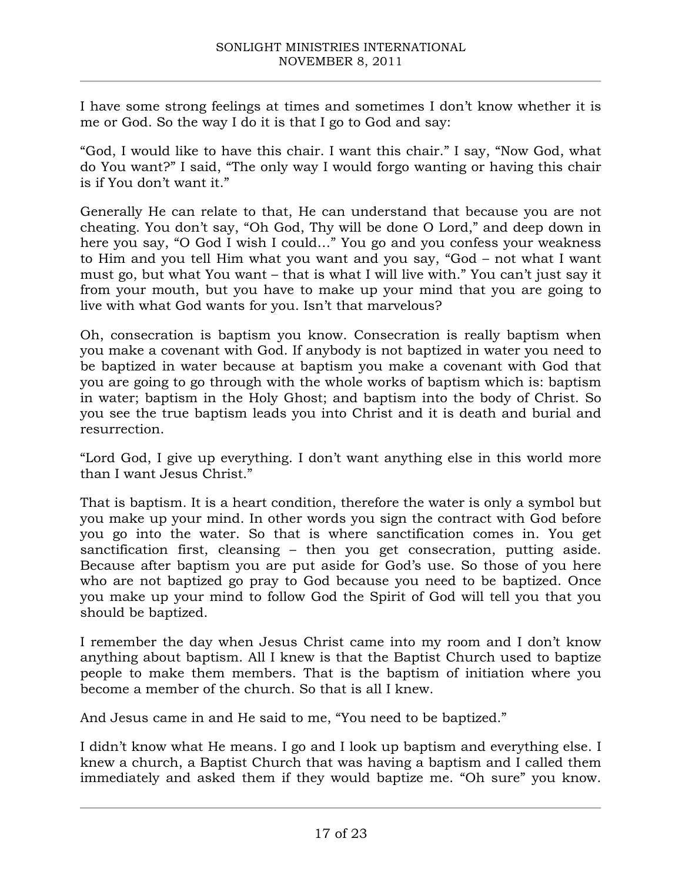I have some strong feelings at times and sometimes I don't know whether it is me or God. So the way I do it is that I go to God and say:

"God, I would like to have this chair. I want this chair." I say, "Now God, what do You want?" I said, "The only way I would forgo wanting or having this chair is if You don't want it."

Generally He can relate to that, He can understand that because you are not cheating. You don't say, "Oh God, Thy will be done O Lord," and deep down in here you say, "O God I wish I could…" You go and you confess your weakness to Him and you tell Him what you want and you say, "God – not what I want must go, but what You want – that is what I will live with." You can't just say it from your mouth, but you have to make up your mind that you are going to live with what God wants for you. Isn't that marvelous?

Oh, consecration is baptism you know. Consecration is really baptism when you make a covenant with God. If anybody is not baptized in water you need to be baptized in water because at baptism you make a covenant with God that you are going to go through with the whole works of baptism which is: baptism in water; baptism in the Holy Ghost; and baptism into the body of Christ. So you see the true baptism leads you into Christ and it is death and burial and resurrection.

"Lord God, I give up everything. I don't want anything else in this world more than I want Jesus Christ."

That is baptism. It is a heart condition, therefore the water is only a symbol but you make up your mind. In other words you sign the contract with God before you go into the water. So that is where sanctification comes in. You get sanctification first, cleansing – then you get consecration, putting aside. Because after baptism you are put aside for God's use. So those of you here who are not baptized go pray to God because you need to be baptized. Once you make up your mind to follow God the Spirit of God will tell you that you should be baptized.

I remember the day when Jesus Christ came into my room and I don't know anything about baptism. All I knew is that the Baptist Church used to baptize people to make them members. That is the baptism of initiation where you become a member of the church. So that is all I knew.

And Jesus came in and He said to me, "You need to be baptized."

I didn't know what He means. I go and I look up baptism and everything else. I knew a church, a Baptist Church that was having a baptism and I called them immediately and asked them if they would baptize me. "Oh sure" you know.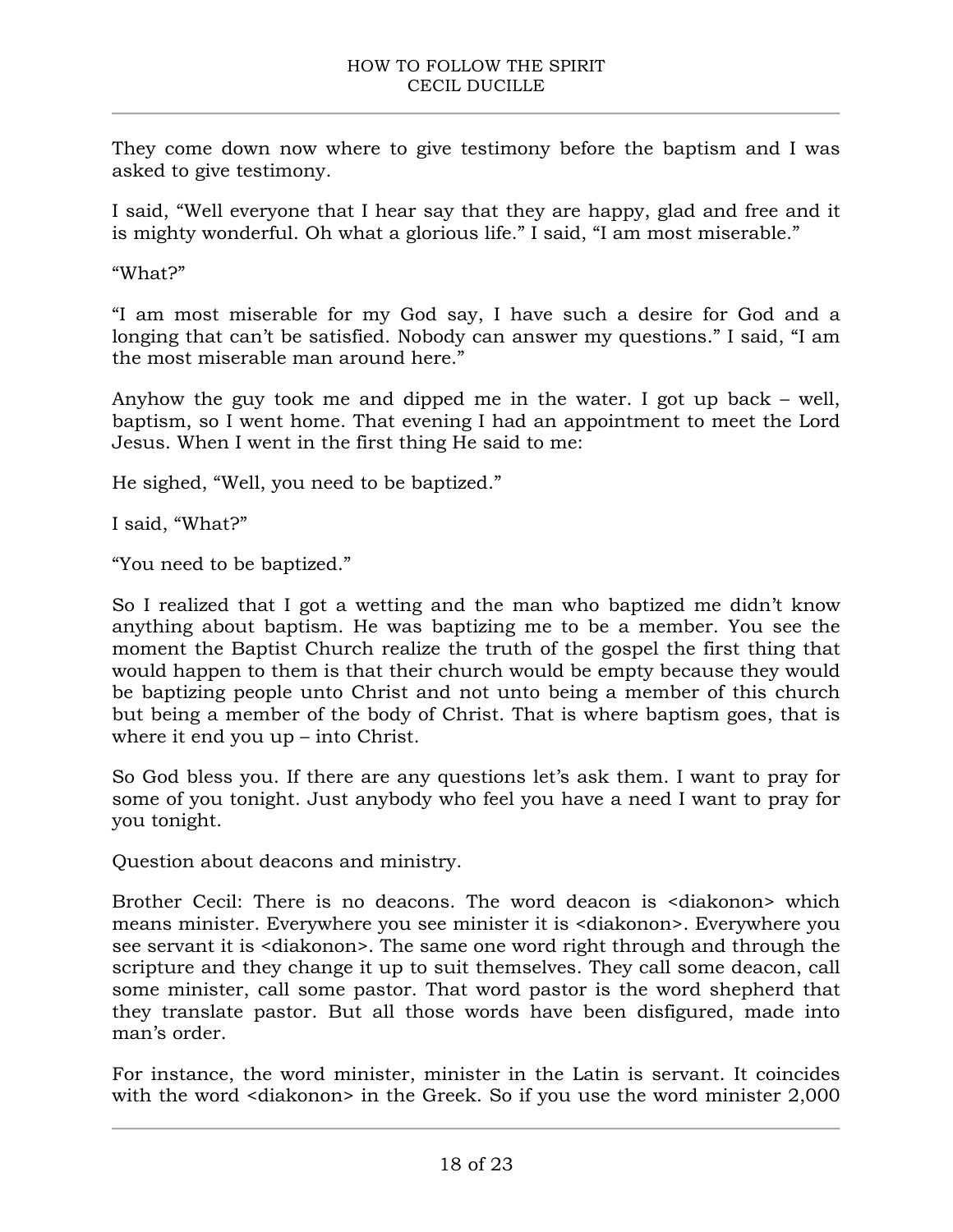They come down now where to give testimony before the baptism and I was asked to give testimony.

I said, "Well everyone that I hear say that they are happy, glad and free and it is mighty wonderful. Oh what a glorious life." I said, "I am most miserable."

"What?"

"I am most miserable for my God say, I have such a desire for God and a longing that can't be satisfied. Nobody can answer my questions." I said, "I am the most miserable man around here."

Anyhow the guy took me and dipped me in the water. I got up back – well, baptism, so I went home. That evening I had an appointment to meet the Lord Jesus. When I went in the first thing He said to me:

He sighed, "Well, you need to be baptized."

I said, "What?"

"You need to be baptized."

So I realized that I got a wetting and the man who baptized me didn't know anything about baptism. He was baptizing me to be a member. You see the moment the Baptist Church realize the truth of the gospel the first thing that would happen to them is that their church would be empty because they would be baptizing people unto Christ and not unto being a member of this church but being a member of the body of Christ. That is where baptism goes, that is where it end you up – into Christ.

So God bless you. If there are any questions let's ask them. I want to pray for some of you tonight. Just anybody who feel you have a need I want to pray for you tonight.

Question about deacons and ministry.

Brother Cecil: There is no deacons. The word deacon is <diakonon> which means minister. Everywhere you see minister it is <diakonon>. Everywhere you see servant it is <diakonon>. The same one word right through and through the scripture and they change it up to suit themselves. They call some deacon, call some minister, call some pastor. That word pastor is the word shepherd that they translate pastor. But all those words have been disfigured, made into man's order.

For instance, the word minister, minister in the Latin is servant. It coincides with the word <diakonon> in the Greek. So if you use the word minister 2,000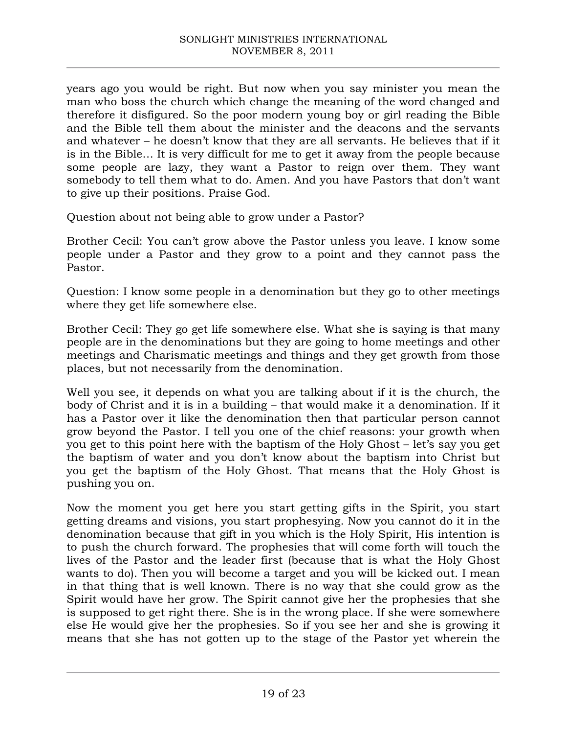years ago you would be right. But now when you say minister you mean the man who boss the church which change the meaning of the word changed and therefore it disfigured. So the poor modern young boy or girl reading the Bible and the Bible tell them about the minister and the deacons and the servants and whatever – he doesn't know that they are all servants. He believes that if it is in the Bible… It is very difficult for me to get it away from the people because some people are lazy, they want a Pastor to reign over them. They want somebody to tell them what to do. Amen. And you have Pastors that don't want to give up their positions. Praise God.

Question about not being able to grow under a Pastor?

Brother Cecil: You can't grow above the Pastor unless you leave. I know some people under a Pastor and they grow to a point and they cannot pass the Pastor.

Question: I know some people in a denomination but they go to other meetings where they get life somewhere else.

Brother Cecil: They go get life somewhere else. What she is saying is that many people are in the denominations but they are going to home meetings and other meetings and Charismatic meetings and things and they get growth from those places, but not necessarily from the denomination.

Well you see, it depends on what you are talking about if it is the church, the body of Christ and it is in a building – that would make it a denomination. If it has a Pastor over it like the denomination then that particular person cannot grow beyond the Pastor. I tell you one of the chief reasons: your growth when you get to this point here with the baptism of the Holy Ghost – let's say you get the baptism of water and you don't know about the baptism into Christ but you get the baptism of the Holy Ghost. That means that the Holy Ghost is pushing you on.

Now the moment you get here you start getting gifts in the Spirit, you start getting dreams and visions, you start prophesying. Now you cannot do it in the denomination because that gift in you which is the Holy Spirit, His intention is to push the church forward. The prophesies that will come forth will touch the lives of the Pastor and the leader first (because that is what the Holy Ghost wants to do). Then you will become a target and you will be kicked out. I mean in that thing that is well known. There is no way that she could grow as the Spirit would have her grow. The Spirit cannot give her the prophesies that she is supposed to get right there. She is in the wrong place. If she were somewhere else He would give her the prophesies. So if you see her and she is growing it means that she has not gotten up to the stage of the Pastor yet wherein the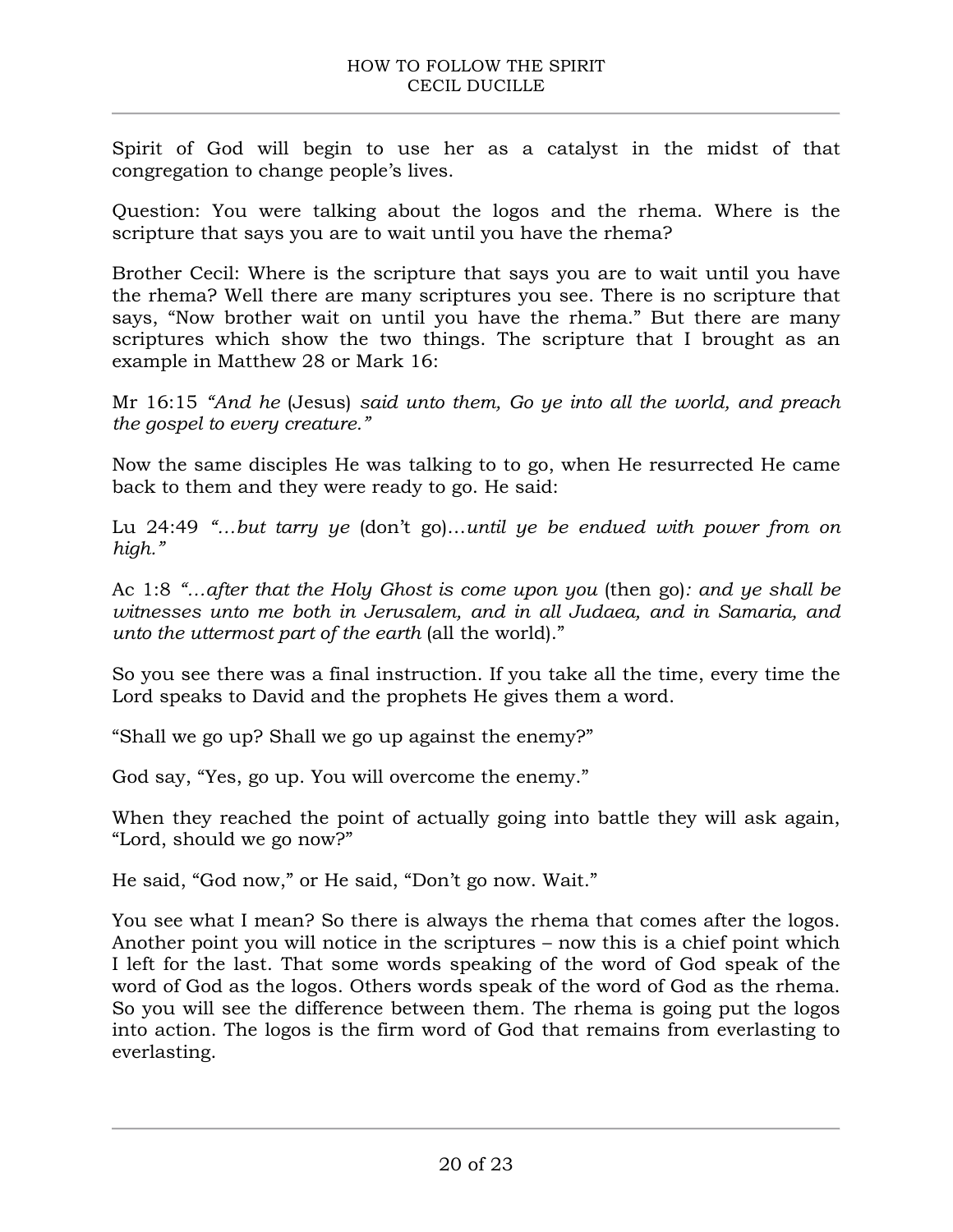Spirit of God will begin to use her as a catalyst in the midst of that congregation to change people's lives.

Question: You were talking about the logos and the rhema. Where is the scripture that says you are to wait until you have the rhema?

Brother Cecil: Where is the scripture that says you are to wait until you have the rhema? Well there are many scriptures you see. There is no scripture that says, "Now brother wait on until you have the rhema." But there are many scriptures which show the two things. The scripture that I brought as an example in Matthew 28 or Mark 16:

Mr 16:15 *"And he* (Jesus) *said unto them, Go ye into all the world, and preach the gospel to every creature."*

Now the same disciples He was talking to to go, when He resurrected He came back to them and they were ready to go. He said:

Lu 24:49 *"…but tarry ye* (don't go)*…until ye be endued with power from on high."*

Ac 1:8 *"…after that the Holy Ghost is come upon you* (then go)*: and ye shall be witnesses unto me both in Jerusalem, and in all Judaea, and in Samaria, and unto the uttermost part of the earth* (all the world)."

So you see there was a final instruction. If you take all the time, every time the Lord speaks to David and the prophets He gives them a word.

"Shall we go up? Shall we go up against the enemy?"

God say, "Yes, go up. You will overcome the enemy."

When they reached the point of actually going into battle they will ask again, "Lord, should we go now?"

He said, "God now," or He said, "Don't go now. Wait."

You see what I mean? So there is always the rhema that comes after the logos. Another point you will notice in the scriptures – now this is a chief point which I left for the last. That some words speaking of the word of God speak of the word of God as the logos. Others words speak of the word of God as the rhema. So you will see the difference between them. The rhema is going put the logos into action. The logos is the firm word of God that remains from everlasting to everlasting.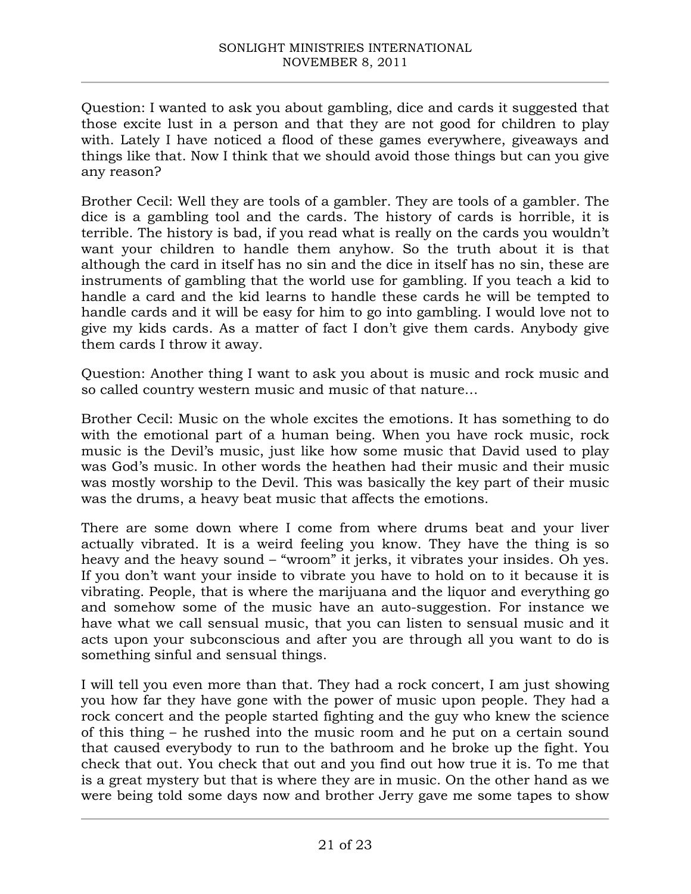Question: I wanted to ask you about gambling, dice and cards it suggested that those excite lust in a person and that they are not good for children to play with. Lately I have noticed a flood of these games everywhere, giveaways and things like that. Now I think that we should avoid those things but can you give any reason?

Brother Cecil: Well they are tools of a gambler. They are tools of a gambler. The dice is a gambling tool and the cards. The history of cards is horrible, it is terrible. The history is bad, if you read what is really on the cards you wouldn't want your children to handle them anyhow. So the truth about it is that although the card in itself has no sin and the dice in itself has no sin, these are instruments of gambling that the world use for gambling. If you teach a kid to handle a card and the kid learns to handle these cards he will be tempted to handle cards and it will be easy for him to go into gambling. I would love not to give my kids cards. As a matter of fact I don't give them cards. Anybody give them cards I throw it away.

Question: Another thing I want to ask you about is music and rock music and so called country western music and music of that nature…

Brother Cecil: Music on the whole excites the emotions. It has something to do with the emotional part of a human being. When you have rock music, rock music is the Devil's music, just like how some music that David used to play was God's music. In other words the heathen had their music and their music was mostly worship to the Devil. This was basically the key part of their music was the drums, a heavy beat music that affects the emotions.

There are some down where I come from where drums beat and your liver actually vibrated. It is a weird feeling you know. They have the thing is so heavy and the heavy sound – "wroom" it jerks, it vibrates your insides. Oh yes. If you don't want your inside to vibrate you have to hold on to it because it is vibrating. People, that is where the marijuana and the liquor and everything go and somehow some of the music have an auto-suggestion. For instance we have what we call sensual music, that you can listen to sensual music and it acts upon your subconscious and after you are through all you want to do is something sinful and sensual things.

I will tell you even more than that. They had a rock concert, I am just showing you how far they have gone with the power of music upon people. They had a rock concert and the people started fighting and the guy who knew the science of this thing – he rushed into the music room and he put on a certain sound that caused everybody to run to the bathroom and he broke up the fight. You check that out. You check that out and you find out how true it is. To me that is a great mystery but that is where they are in music. On the other hand as we were being told some days now and brother Jerry gave me some tapes to show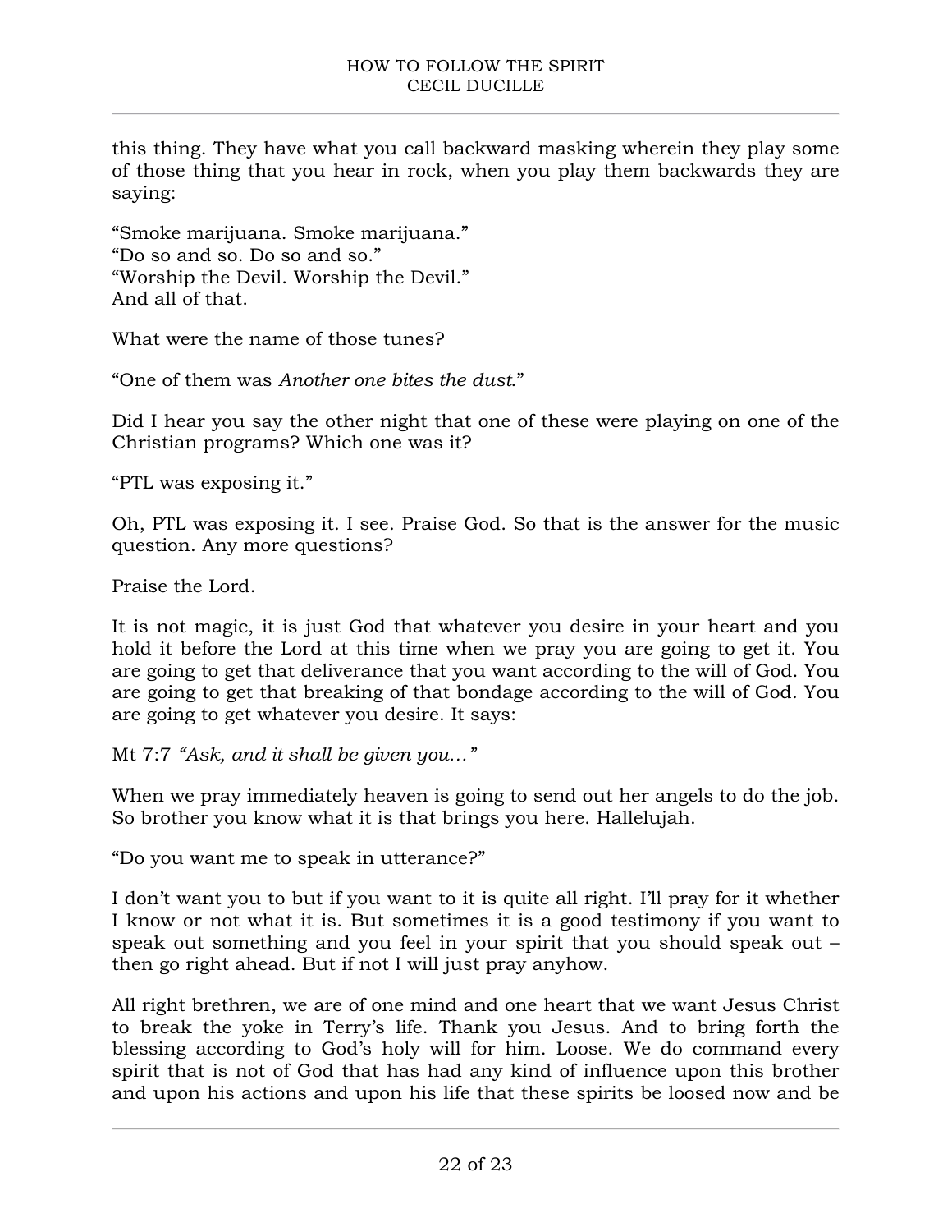this thing. They have what you call backward masking wherein they play some of those thing that you hear in rock, when you play them backwards they are saying:

"Smoke marijuana. Smoke marijuana."
"Do so and so. Do so and so."
"Worship the Devil. Worship the Devil."
And all of that.

What were the name of those tunes?

"One of them was *Another one bites the dust*."

Did I hear you say the other night that one of these were playing on one of the Christian programs? Which one was it?

"PTL was exposing it."

Oh, PTL was exposing it. I see. Praise God. So that is the answer for the music question. Any more questions?

Praise the Lord.

It is not magic, it is just God that whatever you desire in your heart and you hold it before the Lord at this time when we pray you are going to get it. You are going to get that deliverance that you want according to the will of God. You are going to get that breaking of that bondage according to the will of God. You are going to get whatever you desire. It says:

Mt 7:7 *"Ask, and it shall be given you…"*

When we pray immediately heaven is going to send out her angels to do the job. So brother you know what it is that brings you here. Hallelujah.

"Do you want me to speak in utterance?"

I don't want you to but if you want to it is quite all right. I'll pray for it whether I know or not what it is. But sometimes it is a good testimony if you want to speak out something and you feel in your spirit that you should speak out – then go right ahead. But if not I will just pray anyhow.

All right brethren, we are of one mind and one heart that we want Jesus Christ to break the yoke in Terry's life. Thank you Jesus. And to bring forth the blessing according to God's holy will for him. Loose. We do command every spirit that is not of God that has had any kind of influence upon this brother and upon his actions and upon his life that these spirits be loosed now and be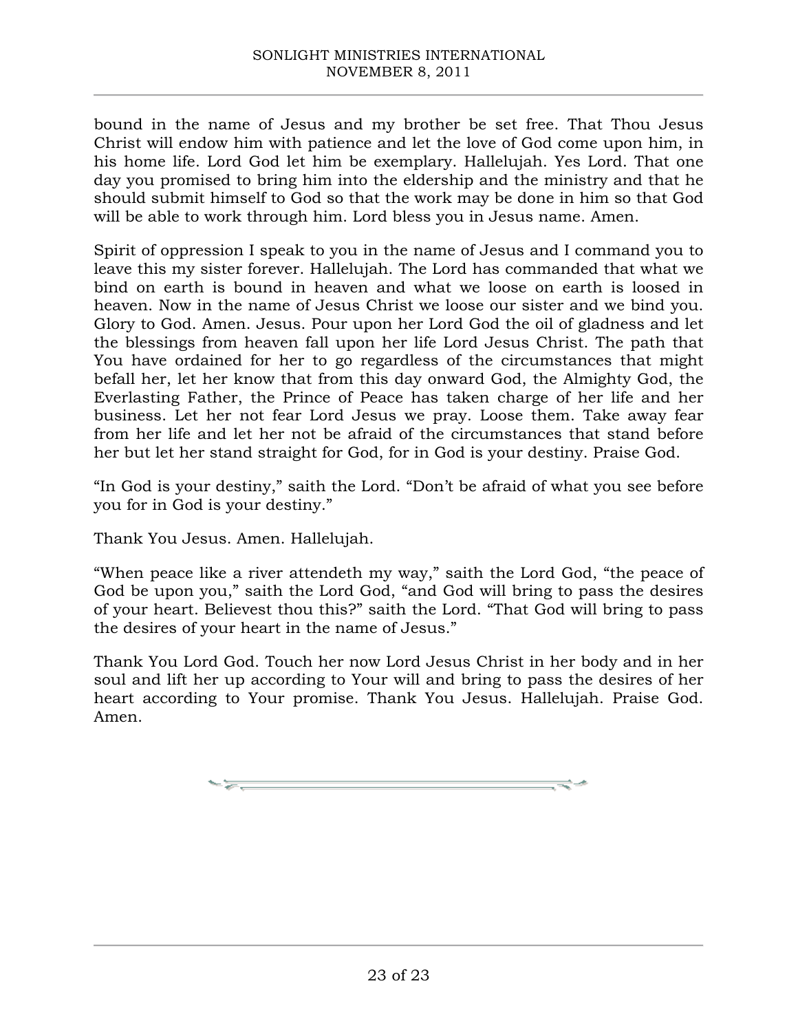bound in the name of Jesus and my brother be set free. That Thou Jesus Christ will endow him with patience and let the love of God come upon him, in his home life. Lord God let him be exemplary. Hallelujah. Yes Lord. That one day you promised to bring him into the eldership and the ministry and that he should submit himself to God so that the work may be done in him so that God will be able to work through him. Lord bless you in Jesus name. Amen.

Spirit of oppression I speak to you in the name of Jesus and I command you to leave this my sister forever. Hallelujah. The Lord has commanded that what we bind on earth is bound in heaven and what we loose on earth is loosed in heaven. Now in the name of Jesus Christ we loose our sister and we bind you. Glory to God. Amen. Jesus. Pour upon her Lord God the oil of gladness and let the blessings from heaven fall upon her life Lord Jesus Christ. The path that You have ordained for her to go regardless of the circumstances that might befall her, let her know that from this day onward God, the Almighty God, the Everlasting Father, the Prince of Peace has taken charge of her life and her business. Let her not fear Lord Jesus we pray. Loose them. Take away fear from her life and let her not be afraid of the circumstances that stand before her but let her stand straight for God, for in God is your destiny. Praise God.

"In God is your destiny," saith the Lord. "Don't be afraid of what you see before you for in God is your destiny."

Thank You Jesus. Amen. Hallelujah.

"When peace like a river attendeth my way," saith the Lord God, "the peace of God be upon you," saith the Lord God, "and God will bring to pass the desires of your heart. Believest thou this?" saith the Lord. "That God will bring to pass the desires of your heart in the name of Jesus."

Thank You Lord God. Touch her now Lord Jesus Christ in her body and in her soul and lift her up according to Your will and bring to pass the desires of her heart according to Your promise. Thank You Jesus. Hallelujah. Praise God. Amen.